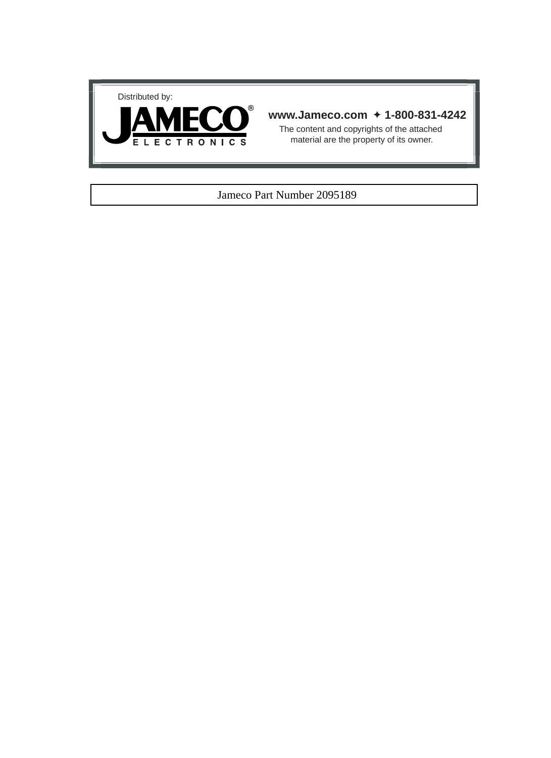Distributed by:

**JAMECO®**
**ELECTRONICS**

**www.Jameco.com ✦ 1-800-831-4242**

The content and copyrights of the attached material are the property of its owner.

Jameco Part Number 2095189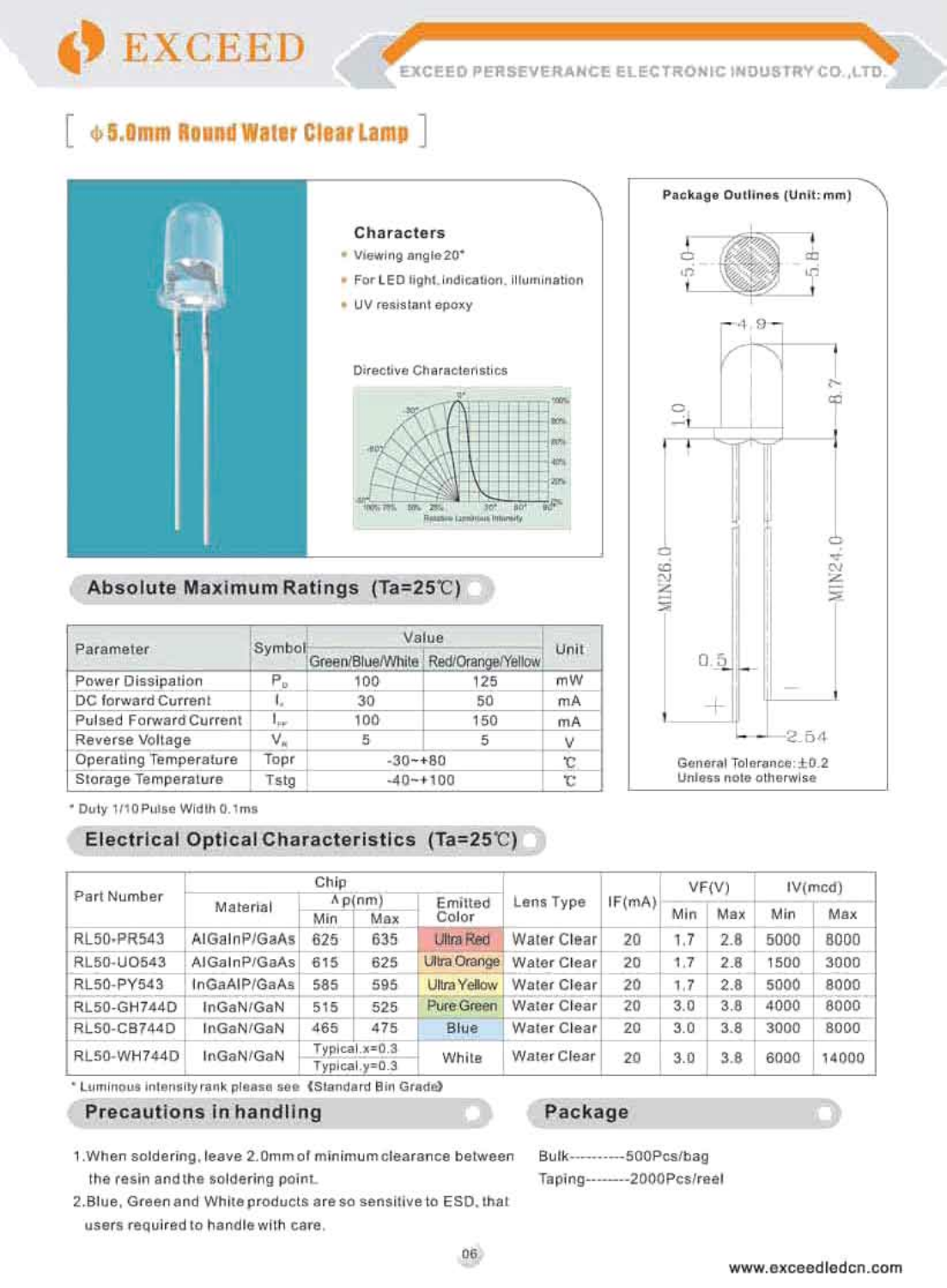# φ5.0mm Round Water Clear Lamp

## Characters

- Viewing angle 20°
- For LED light, indication, illumination
- UV resistant epoxy

Directive Characteristics

Package Outlines (Unit: mm)

General Tolerance: ±0.2
Unless note otherwise

## Absolute Maximum Ratings (Ta=25℃)

| Parameter | Symbol | Value | | Unit |
|---|---|---|---|---|
| | | Green/Blue/White | Red/Orange/Yellow | |
| Power Dissipation | $P_D$ | 100 | 125 | mW |
| DC forward Current | $I_F$ | 30 | 50 | mA |
| Pulsed Forward Current | $I_{FP}$ | 100 | 150 | mA |
| Reverse Voltage | $V_R$ | 5 | 5 | V |
| Operating Temperature | Topr | -30~+80 | | ℃ |
| Storage Temperature | Tstg | -40~+100 | | ℃ |

* Duty 1/10 Pulse Width 0.1ms

## Electrical Optical Characteristics (Ta=25℃)

| Part Number | Chip | | | | Lens Type | IF(mA) | VF(V) | | IV(mcd) | |
|---|---|---|---|---|---|---|---|---|---|---|
| | Material | λp(nm) | | Emitted Color | | | Min | Max | Min | Max |
| | | Min | Max | | | | | | | |
| RL50-PR543 | AlGaInP/GaAs | 625 | 635 | Ultra Red | Water Clear | 20 | 1.7 | 2.8 | 5000 | 8000 |
| RL50-UO543 | AlGaInP/GaAs | 615 | 625 | Ultra Orange | Water Clear | 20 | 1.7 | 2.8 | 1500 | 3000 |
| RL50-PY543 | InGaAlP/GaAs | 585 | 595 | Ultra Yellow | Water Clear | 20 | 1.7 | 2.8 | 5000 | 8000 |
| RL50-GH744D | InGaN/GaN | 515 | 525 | Pure Green | Water Clear | 20 | 3.0 | 3.8 | 4000 | 8000 |
| RL50-CB744D | InGaN/GaN | 465 | 475 | Blue | Water Clear | 20 | 3.0 | 3.8 | 3000 | 8000 |
| RL50-WH744D | InGaN/GaN | Typical.x=0.3 / Typical.y=0.3 | | White | Water Clear | 20 | 3.0 | 3.8 | 6000 | 14000 |

* Luminous intensity rank please see 《Standard Bin Grade》

## Precautions in handling

1. When soldering, leave 2.0mm of minimum clearance between the resin and the soldering point.
2. Blue, Green and White products are so sensitive to ESD, that users required to handle with care.

## Package

Bulk----------500Pcs/bag
Taping--------2000Pcs/reel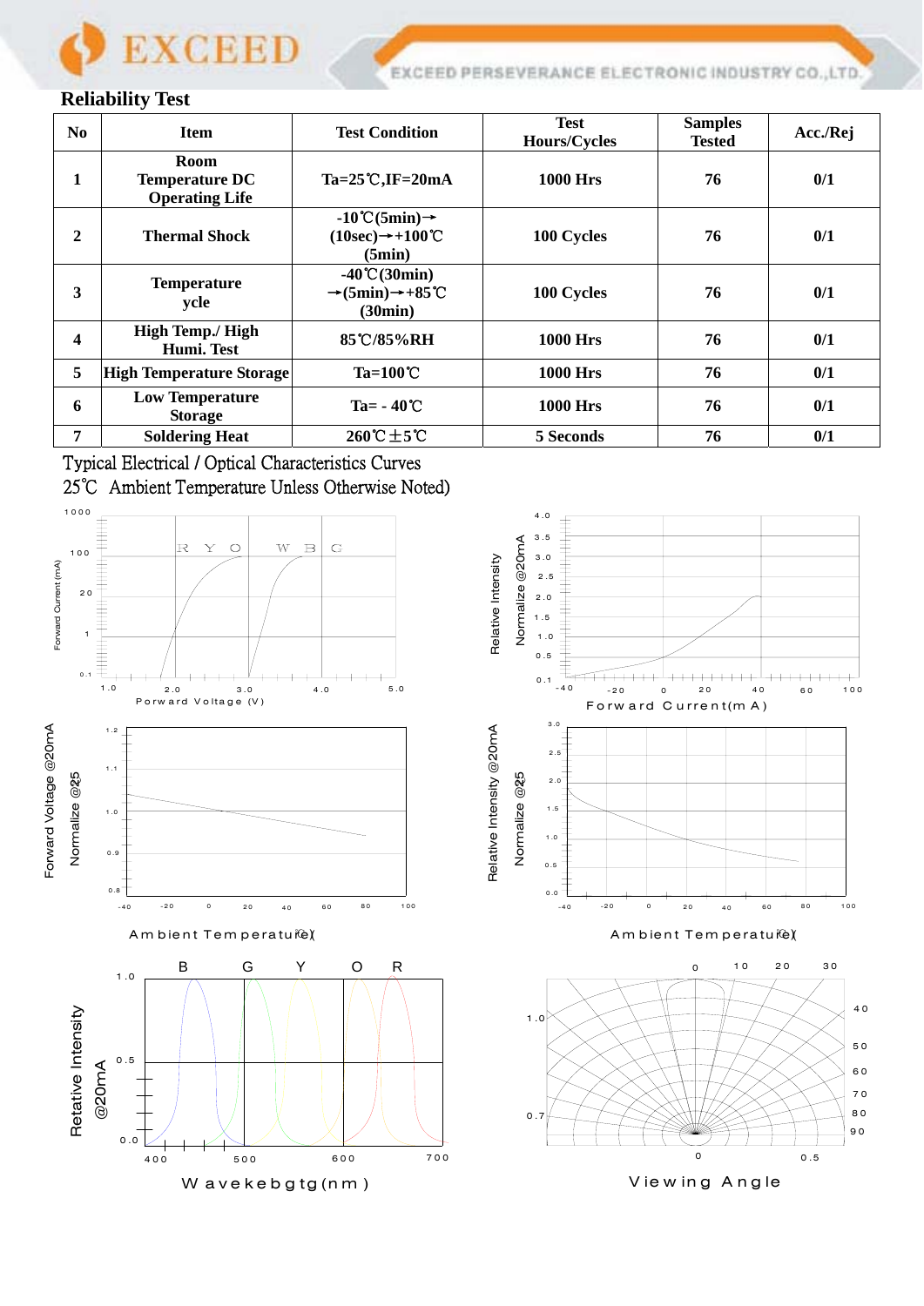## Reliability Test

| No | Item | Test Condition | Test Hours/Cycles | Samples Tested | Acc./Rej |
|---|---|---|---|---|---|
| 1 | Room Temperature DC Operating Life | Ta=25℃,IF=20mA | 1000 Hrs | 76 | 0/1 |
| 2 | Thermal Shock | -10℃(5min)→(10sec)→+100℃(5min) | 100 Cycles | 76 | 0/1 |
| 3 | Temperature ycle | -40℃(30min)→(5min)→+85℃(30min) | 100 Cycles | 76 | 0/1 |
| 4 | High Temp./ High Humi. Test | 85℃/85%RH | 1000 Hrs | 76 | 0/1 |
| 5 | High Temperature Storage | Ta=100℃ | 1000 Hrs | 76 | 0/1 |
| 6 | Low Temperature Storage | Ta= - 40℃ | 1000 Hrs | 76 | 0/1 |
| 7 | Soldering Heat | 260℃±5℃ | 5 Seconds | 76 | 0/1 |

Typical Electrical / Optical Characteristics Curves

25℃ Ambient Temperature Unless Otherwise Noted)

Forward Current (mA)
1000
100
20
1
0.1
R Y O W B G
1.0 2.0 3.0 4.0 5.0
Porward Voltage (V)

Relative Intensity
Normalize @20mA
4.0
3.5
3.0
2.5
2.0
1.5
1.0
0.5
0.1
-40 -20 0 20 40 60 100
Forward Current(mA)

Forward Voltage @20mA
Normalize @25
1.2
1.1
1.0
0.9
0.8
-40 -20 0 20 40 60 80 100
Ambient Temperature(℃)

Relative Intensity @20mA
Normalize @25
3.0
2.5
2.0
1.5
1.0
0.5
0.0
-40 -20 0 20 40 60 80 100
Ambient Temperature(℃)

Retative Intensity
@20mA
B G Y O R
1.0
0.5
0.0
400 500 600 700
Wavekebgtg(nm)

0 10 20 30
40
50
60
70
80
90
1.0
0.7
0 0.5
Viewing Angle